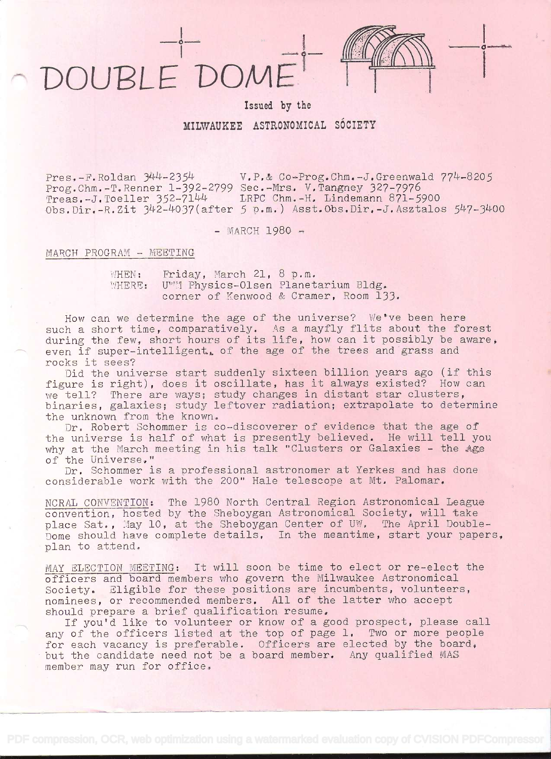# DOUBLE DOME

Issued by the

MILWAUKEE ASTRONOMICAL SÓCIETY

Pres.-F.Roldan 344-2354 V.P.& Co-Prog.Chm.-J.Greenwald 774-8205
Prog.Chm.-T.Renner 1-392-2799 Sec.-Mrs. V.Tangney 327-7976
Treas.-J.Toeller 352-7144 LRPC Chm.-H. Lindemann 871-5900
Obs.Dir.-R.Zit 342-4037(after 5 p.m.) Asst.Obs.Dir.-J.Asztalos 547-3400

\- MARCH 1980 -

## MARCH PROGRAM - MEETING

WHEN: Friday, March 21, 8 p.m.
WHERE: UWM Physics-Olsen Planetarium Bldg. corner of Kenwood & Cramer, Room 133.

How can we determine the age of the universe? We've been here such a short time, comparatively. As a mayfly flits about the forest during the few, short hours of its life, how can it possibly be aware, even if super-intelligent, of the age of the trees and grass and rocks it sees?

Did the universe start suddenly sixteen billion years ago (if this figure is right), does it oscillate, has it always existed? How can we tell? There are ways; study changes in distant star clusters, binaries, galaxies; study leftover radiation; extrapolate to determine the unknown from the known.

Dr. Robert Schommer is co-discoverer of evidence that the age of the universe is half of what is presently believed. He will tell you why at the March meeting in his talk "Clusters or Galaxies - the Age of the Universe."

Dr. Schommer is a professional astronomer at Yerkes and has done considerable work with the 200" Hale telescope at Mt. Palomar.

NCRAL CONVENTION: The 1980 North Central Region Astronomical League convention, hosted by the Sheboygan Astronomical Society, will take place Sat., May 10, at the Sheboygan Center of UW. The April Double-Dome should have complete details. In the meantime, start your papers, plan to attend.

MAY ELECTION MEETING: It will soon be time to elect or re-elect the officers and board members who govern the Milwaukee Astronomical Society. Eligible for these positions are incumbents, volunteers, nominees, or recommended members. All of the latter who accept should prepare a brief qualification resume.

If you'd like to volunteer or know of a good prospect, please call any of the officers listed at the top of page 1. Two or more people for each vacancy is preferable. Officers are elected by the board, but the candidate need not be a board member. Any qualified MAS member may run for office.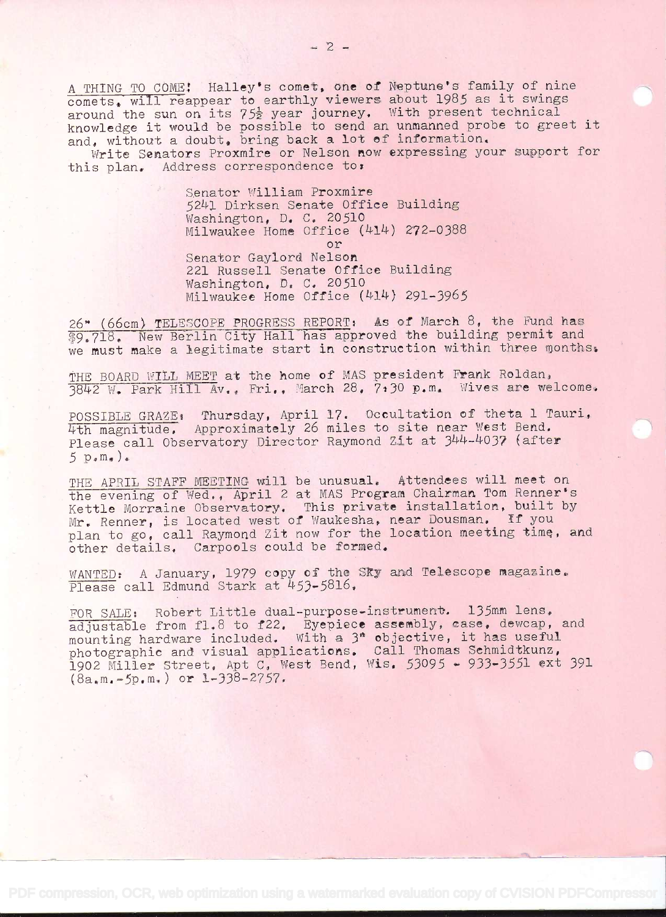A THING TO COME! Halley's comet, one of Neptune's family of nine comets, will reappear to earthly viewers about 1985 as it swings around the sun on its 75½ year journey. With present technical knowledge it would be possible to send an unmanned probe to greet it and, without a doubt, bring back a lot of information.

Write Senators Proxmire or Nelson now expressing your support for this plan. Address correspondence to:

> Senator William Proxmire
> 5241 Dirksen Senate Office Building
> Washington, D. C. 20510
> Milwaukee Home Office (414) 272-0388
>
> or
>
> Senator Gaylord Nelson
> 221 Russell Senate Office Building
> Washington, D. C. 20510
> Milwaukee Home Office (414) 291-3965

26" (66cm) TELESCOPE PROGRESS REPORT: As of March 8, the Fund has $9,718. New Berlin City Hall has approved the building permit and we must make a legitimate start in construction within three months.

THE BOARD WILL MEET at the home of MAS president Frank Roldan, 3842 W. Park Hill Av., Fri., March 28, 7:30 p.m. Wives are welcome.

POSSIBLE GRAZE: Thursday, April 17. Occultation of theta 1 Tauri, 4th magnitude. Approximately 26 miles to site near West Bend. Please call Observatory Director Raymond Zit at 344-4037 (after 5 p.m.).

THE APRIL STAFF MEETING will be unusual. Attendees will meet on the evening of Wed., April 2 at MAS Program Chairman Tom Renner's Kettle Morraine Observatory. This private installation, built by Mr. Renner, is located west of Waukesha, near Dousman. If you plan to go, call Raymond Zit now for the location meeting time, and other details. Carpools could be formed.

WANTED: A January, 1979 copy of the Sky and Telescope magazine. Please call Edmund Stark at 453-5816.

FOR SALE: Robert Little dual-purpose-instrument. 135mm lens, adjustable from f1.8 to f22. Eyepiece assembly, case, dewcap, and mounting hardware included. With a 3" objective, it has useful photographic and visual applications. Call Thomas Schmidtkunz, 1902 Miller Street, Apt C, West Bend, Wis. 53095 - 933-3551 ext 391 (8a.m.-5p.m.) or 1-338-2757.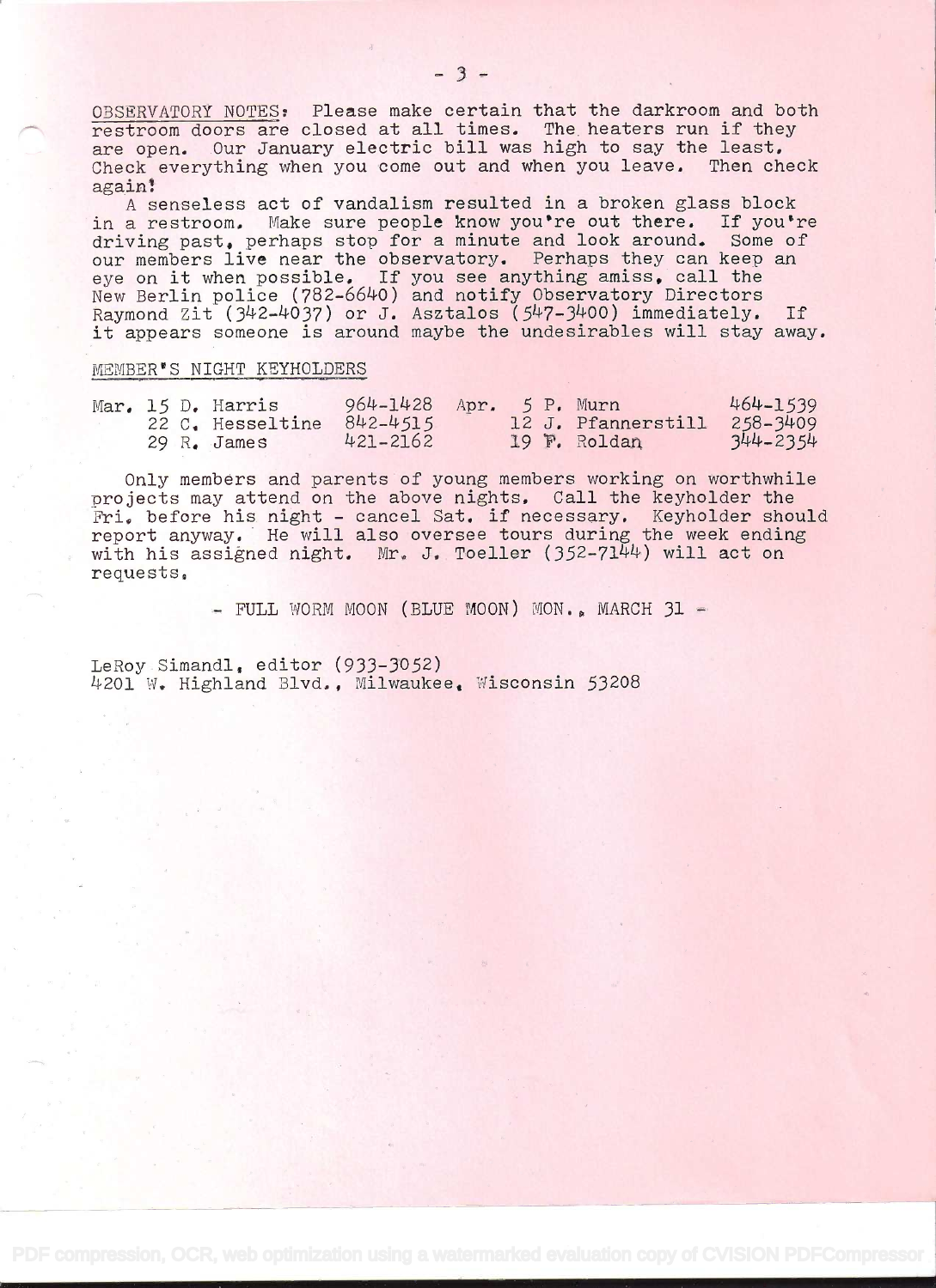OBSERVATORY NOTES: Please make certain that the darkroom and both restroom doors are closed at all times. The heaters run if they are open. Our January electric bill was high to say the least. Check everything when you come out and when you leave. Then check again!

A senseless act of vandalism resulted in a broken glass block in a restroom. Make sure people know you're out there. If you're driving past, perhaps stop for a minute and look around. Some of our members live near the observatory. Perhaps they can keep an eye on it when possible. If you see anything amiss, call the New Berlin police (782-6640) and notify Observatory Directors Raymond Zit (342-4037) or J. Asztalos (547-3400) immediately. If it appears someone is around maybe the undesirables will stay away.

MEMBER'S NIGHT KEYHOLDERS

| | | | | | | | |
|---|---|---|---|---|---|---|---|
| Mar. | 15 | D. Harris | 964-1428 | Apr. | 5 | P. Murn | 464-1539 |
| | 22 | C. Hesseltine | 842-4515 | | 12 | J. Pfannerstill | 258-3409 |
| | 29 | R. James | 421-2162 | | 19 | F. Roldan | 344-2354 |

Only members and parents of young members working on worthwhile projects may attend on the above nights. Call the keyholder the Fri. before his night - cancel Sat. if necessary. Keyholder should report anyway. He will also oversee tours during the week ending with his assigned night. Mr. J. Toeller (352-7144) will act on requests.

\- FULL WORM MOON (BLUE MOON) MON., MARCH 31 -

LeRoy Simandl, editor (933-3052)
4201 W. Highland Blvd., Milwaukee, Wisconsin 53208